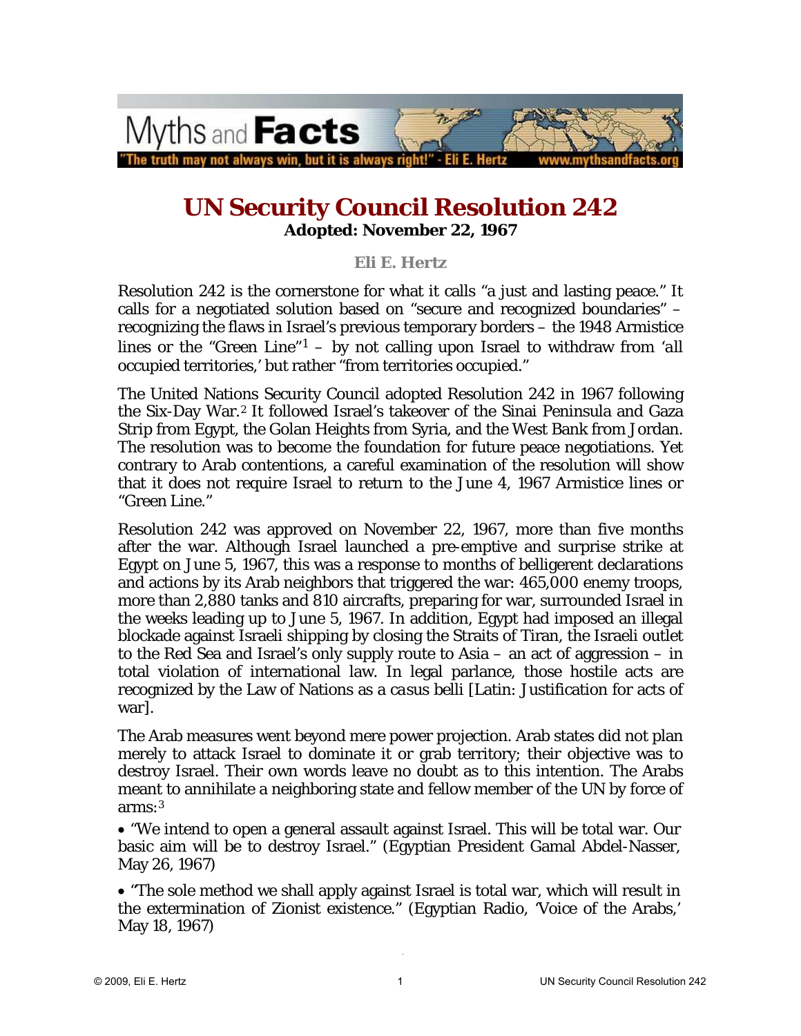# UN Security Council Resolution 242

**Adopted: November 22, 1967**

**Eli E. Hertz**

Resolution 242 is the cornerstone for what it calls "a just and lasting peace." It calls for a negotiated solution based on "secure and recognized boundaries" – recognizing the flaws in Israel's previous temporary borders – the 1948 Armistice lines or the "Green Line"[1] – by not calling upon Israel to withdraw from 'all occupied territories,' but rather "from territories occupied."

The United Nations Security Council adopted Resolution 242 in 1967 following the Six-Day War.[2] It followed Israel's takeover of the Sinai Peninsula and Gaza Strip from Egypt, the Golan Heights from Syria, and the West Bank from Jordan. The resolution was to become the foundation for future peace negotiations. Yet contrary to Arab contentions, a careful examination of the resolution will show that it does not require Israel to return to the June 4, 1967 Armistice lines or "Green Line."

Resolution 242 was approved on November 22, 1967, more than five months after the war. Although Israel launched a pre-emptive and surprise strike at Egypt on June 5, 1967, this was a response to months of belligerent declarations and actions by its Arab neighbors that triggered the war: 465,000 enemy troops, more than 2,880 tanks and 810 aircrafts, preparing for war, surrounded Israel in the weeks leading up to June 5, 1967. In addition, Egypt had imposed an illegal blockade against Israeli shipping by closing the Straits of Tiran, the Israeli outlet to the Red Sea and Israel's only supply route to Asia – an act of aggression – in total violation of international law. In legal parlance, those hostile acts are recognized by the Law of Nations as a *casus* belli [Latin: Justification for acts of war].

The Arab measures went beyond mere power projection. Arab states did not plan merely to attack Israel to dominate it or grab territory; their objective was to destroy Israel. Their own words leave no doubt as to this intention. The Arabs meant to annihilate a neighboring state and fellow member of the UN by force of arms:[3]

- "We intend to open a general assault against Israel. This will be total war. Our basic aim will be to destroy Israel." (Egyptian President Gamal Abdel-Nasser, May 26, 1967)

- "The sole method we shall apply against Israel is total war, which will result in the extermination of Zionist existence." (Egyptian Radio, 'Voice of the Arabs,' May 18, 1967)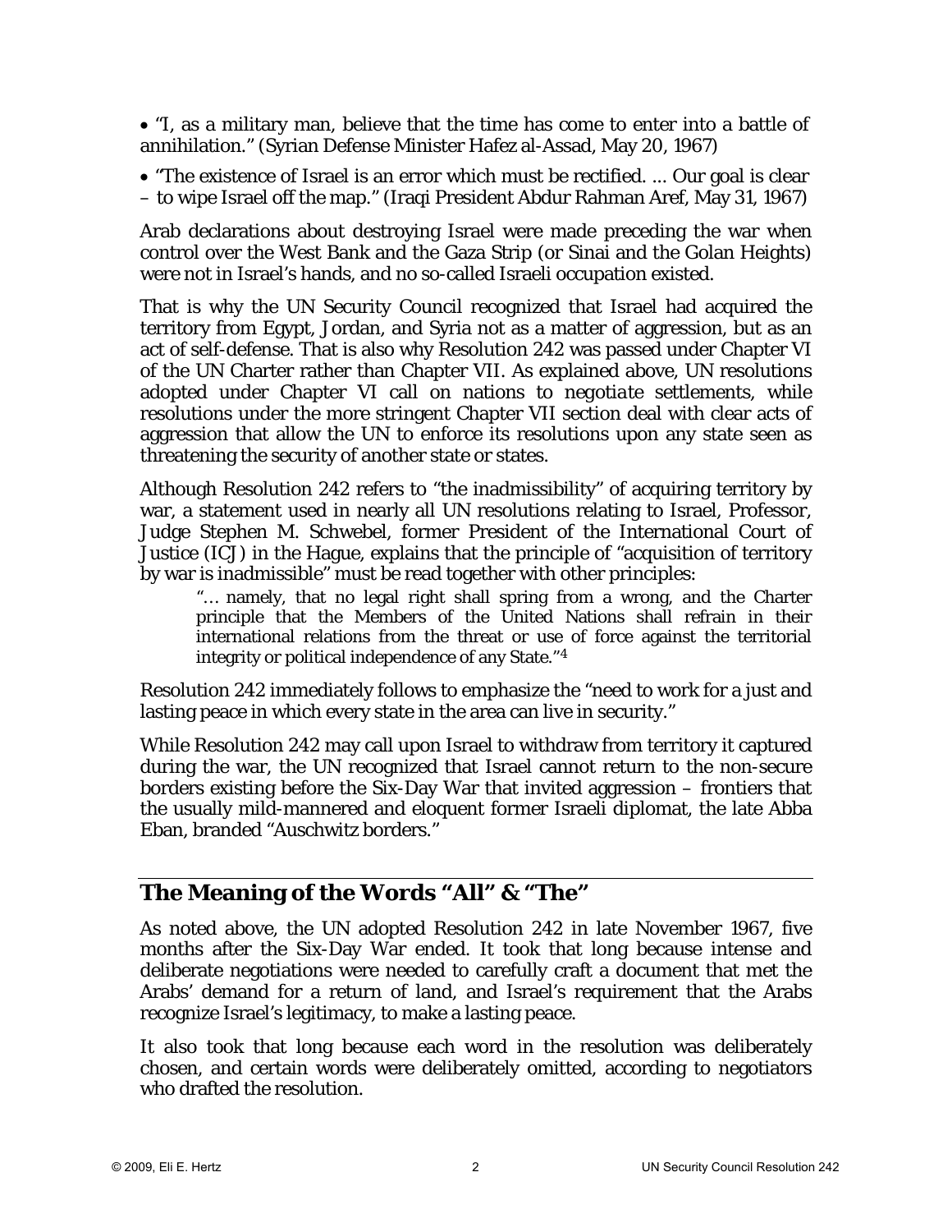- "I, as a military man, believe that the time has come to enter into a battle of annihilation." (Syrian Defense Minister Hafez al-Assad, May 20, 1967)
- "The existence of Israel is an error which must be rectified. ... Our goal is clear – to wipe Israel off the map." (Iraqi President Abdur Rahman Aref, May 31, 1967)

Arab declarations about destroying Israel were made preceding the war when control over the West Bank and the Gaza Strip (or Sinai and the Golan Heights) were not in Israel's hands, and no so-called Israeli occupation existed.

That is why the UN Security Council recognized that Israel had acquired the territory from Egypt, Jordan, and Syria not as a matter of aggression, but as an act of self-defense. That is also why Resolution 242 was passed under Chapter VI of the UN Charter rather than Chapter VII. As explained above, UN resolutions adopted under Chapter VI call on nations to *negotiate* settlements, while resolutions under the more stringent Chapter VII section deal with clear acts of aggression that allow the UN to enforce its resolutions upon any state seen as threatening the security of another state or states.

Although Resolution 242 refers to "the inadmissibility" of acquiring territory by war, a statement used in nearly all UN resolutions relating to Israel, Professor, Judge Stephen M. Schwebel, former President of the International Court of Justice (ICJ) in the Hague, explains that the principle of "acquisition of territory by war is inadmissible" must be read together with other principles:

> "… namely, that no legal right shall spring from a wrong, and the Charter principle that the Members of the United Nations shall refrain in their international relations from the threat or use of force against the territorial integrity or political independence of any State."[4]

Resolution 242 immediately follows to emphasize the "need to work for a just and lasting peace in which every state in the area can live in security."

While Resolution 242 may call upon Israel to withdraw from territory it captured during the war, the UN recognized that Israel cannot return to the non-secure borders existing before the Six-Day War that invited aggression – frontiers that the usually mild-mannered and eloquent former Israeli diplomat, the late Abba Eban, branded "Auschwitz borders."

## The Meaning of the Words "All" & "The"

As noted above, the UN adopted Resolution 242 in late November 1967, five months after the Six-Day War ended. It took that long because intense and deliberate negotiations were needed to carefully craft a document that met the Arabs' demand for a return of land, and Israel's requirement that the Arabs recognize Israel's legitimacy, to make a lasting peace.

It also took that long because each word in the resolution was deliberately chosen, and certain words were deliberately omitted, according to negotiators who drafted the resolution.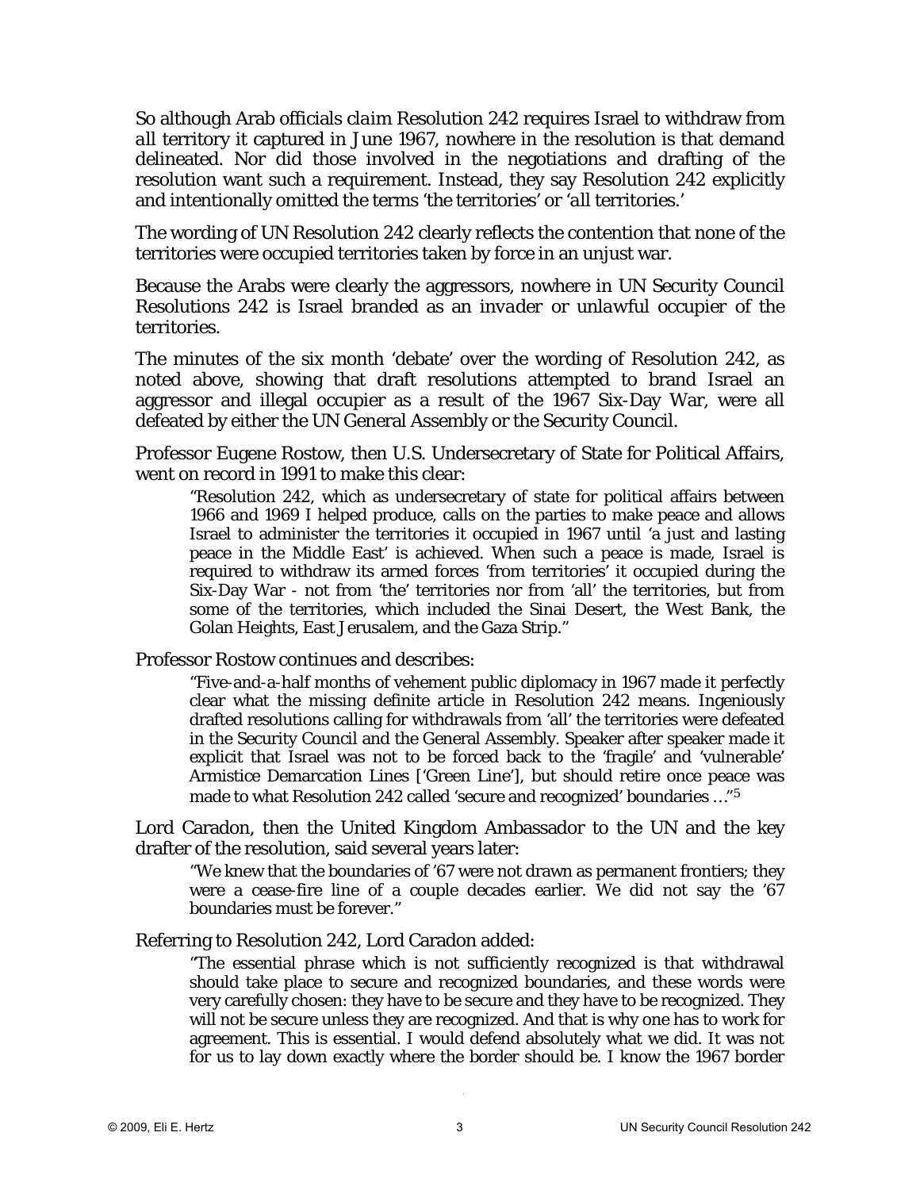So although Arab officials *claim* Resolution 242 requires Israel to withdraw from *all* territory it captured in June 1967, nowhere in the resolution is that demand delineated. Nor did those involved in the negotiations and drafting of the resolution want such a requirement. Instead, they say Resolution 242 explicitly and intentionally omitted the terms 'the territories' or 'all territories.'

The wording of UN Resolution 242 clearly reflects the contention that none of the territories were occupied territories taken by force in an unjust war.

Because the Arabs were clearly the aggressors, nowhere in UN Security Council Resolutions 242 is Israel branded as an *invader* or *unlawful* occupier of the territories.

The minutes of the six month 'debate' over the wording of Resolution 242, as noted above, showing that draft resolutions attempted to brand Israel an aggressor and illegal occupier as a result of the 1967 Six-Day War, were all defeated by either the UN General Assembly or the Security Council.

Professor Eugene Rostow, then U.S. Undersecretary of State for Political Affairs, went on record in 1991 to make this clear:

> "Resolution 242, which as undersecretary of state for political affairs between 1966 and 1969 I helped produce, calls on the parties to make peace and allows Israel to administer the territories it occupied in 1967 until 'a just and lasting peace in the Middle East' is achieved. When such a peace is made, Israel is required to withdraw its armed forces 'from territories' it occupied during the Six-Day War - not from 'the' territories nor from 'all' the territories, but from some of the territories, which included the Sinai Desert, the West Bank, the Golan Heights, East Jerusalem, and the Gaza Strip."

Professor Rostow continues and describes:

> "Five-and-a-half months of vehement public diplomacy in 1967 made it perfectly clear what the missing definite article in Resolution 242 means. Ingeniously drafted resolutions calling for withdrawals from 'all' the territories were defeated in the Security Council and the General Assembly. Speaker after speaker made it explicit that Israel was not to be forced back to the 'fragile' and 'vulnerable' Armistice Demarcation Lines ['Green Line'], but should retire once peace was made to what Resolution 242 called 'secure and recognized' boundaries …"[5]

Lord Caradon, then the United Kingdom Ambassador to the UN and the key drafter of the resolution, said several years later:

> "We knew that the boundaries of '67 were not drawn as permanent frontiers; they were a cease-fire line of a couple decades earlier. We did not say the '67 boundaries must be forever."

Referring to Resolution 242, Lord Caradon added:

> "The essential phrase which is not sufficiently recognized is that withdrawal should take place to secure and recognized boundaries, and these words were very carefully chosen: they have to be secure and they have to be recognized. They will not be secure unless they are recognized. And that is why one has to work for agreement. This is essential. I would defend absolutely what we did. It was not for us to lay down exactly where the border should be. I know the 1967 border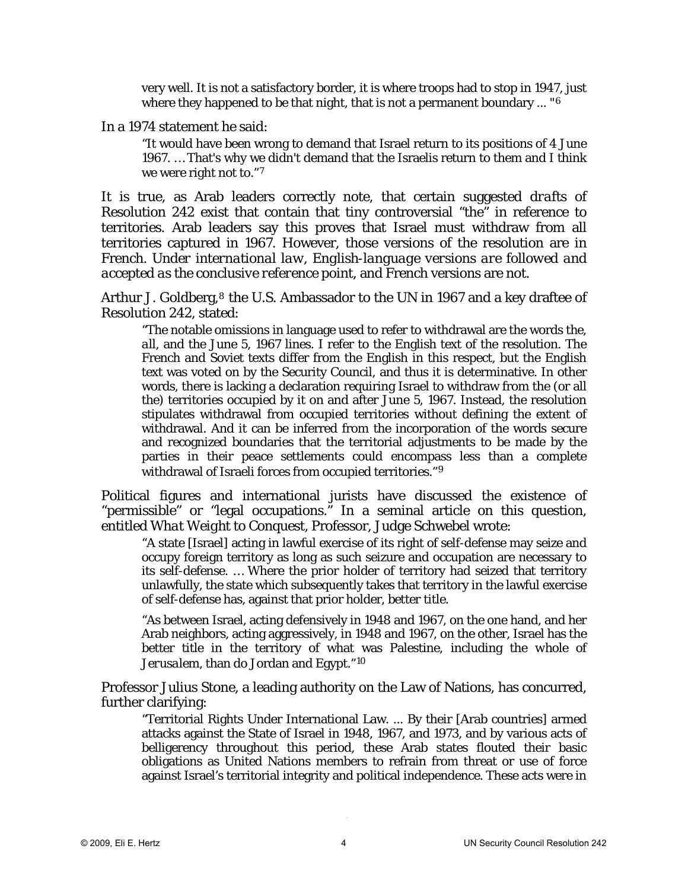> very well. It is not a satisfactory border, it is where troops had to stop in 1947, just where they happened to be that night, that is not a permanent boundary ... "[6]

In a 1974 statement he said:

> "It would have been wrong to demand that Israel return to its positions of 4 June 1967. … That's why we didn't demand that the Israelis return to them and I think we were right not to."[7]

It is true, as Arab leaders correctly note, that certain suggested *drafts* of Resolution 242 exist that contain that tiny controversial "the" in reference to territories. Arab leaders say this proves that Israel must withdraw from all territories captured in 1967. However, those versions of the resolution are in French. *Under international law, English-language versions are followed and accepted as the conclusive reference point, and French versions are not.*

Arthur J. Goldberg,[8] the U.S. Ambassador to the UN in 1967 and a key draftee of Resolution 242, stated:

> "The notable omissions in language used to refer to withdrawal are the words *the*, *all*, and *the June 5, 1967 lines*. I refer to the English text of the resolution. The French and Soviet texts differ from the English in this respect, but the English text was voted on by the Security Council, and thus it is determinative. In other words, there is lacking a declaration requiring Israel to withdraw from the (or all the) territories occupied by it on and after June 5, 1967. Instead, the resolution stipulates withdrawal from occupied territories without defining the extent of withdrawal. And it can be inferred from the incorporation of the words secure and recognized boundaries that the territorial adjustments to be made by the parties in their peace settlements could encompass less than a complete withdrawal of Israeli forces from occupied territories."[9]

Political figures and international jurists have discussed the existence of "permissible" or "legal occupations." In a seminal article on this question, entitled *What Weight to Conquest*, Professor, Judge Schwebel wrote:

> "A state [Israel] acting in lawful exercise of its right of self-defense may seize and occupy foreign territory as long as such seizure and occupation are necessary to its self-defense. … Where the prior holder of territory had seized that territory unlawfully, the state which subsequently takes that territory in the lawful exercise of self-defense has, against that prior holder, better title.
>
> "As between Israel, acting defensively in 1948 and 1967, on the one hand, and her Arab neighbors, acting aggressively, in 1948 and 1967, on the other, Israel has the better title in the territory of what was Palestine, including the whole of Jerusalem, than do Jordan and Egypt."[10]

Professor Julius Stone, a leading authority on the Law of Nations, has concurred, further clarifying:

> "Territorial Rights Under International Law. ... By their [Arab countries] armed attacks against the State of Israel in 1948, 1967, and 1973, and by various acts of belligerency throughout this period, these Arab states flouted their basic obligations as United Nations members to refrain from threat or use of force against Israel's territorial integrity and political independence. These acts were in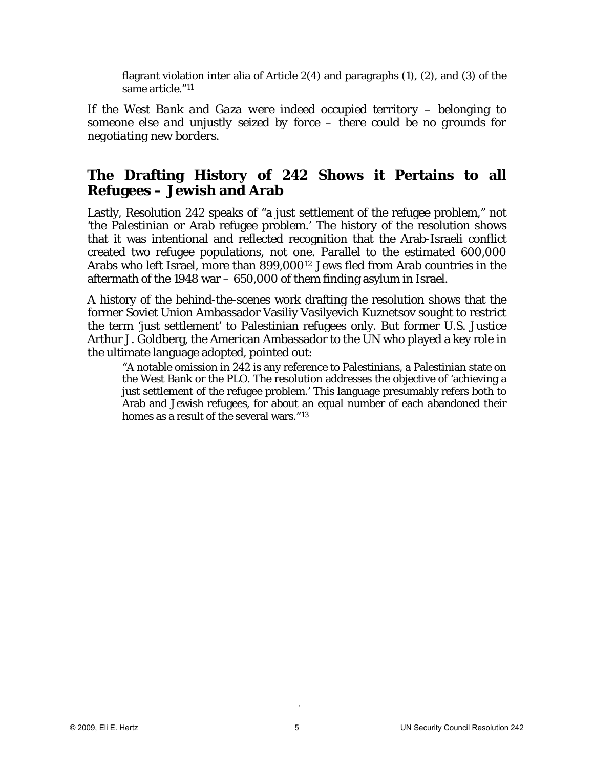flagrant violation inter alia of Article 2(4) and paragraphs (1), (2), and (3) of the same article."[11]

*If the West Bank and Gaza were indeed occupied territory – belonging to someone else and unjustly seized by force – there could be no grounds for negotiating new borders.*

## The Drafting History of 242 Shows it Pertains to all Refugees – Jewish and Arab

Lastly, Resolution 242 speaks of "a just settlement of the refugee problem," not 'the Palestinian or Arab refugee problem.' The history of the resolution shows that it was intentional and reflected recognition that the Arab-Israeli conflict created two refugee populations, not one. Parallel to the estimated 600,000 Arabs who left Israel, more than 899,000[12] Jews fled from Arab countries in the aftermath of the 1948 war – 650,000 of them finding asylum in Israel.

A history of the behind-the-scenes work drafting the resolution shows that the former Soviet Union Ambassador Vasiliy Vasilyevich Kuznetsov sought to restrict the term 'just settlement' to Palestinian refugees only. But former U.S. Justice Arthur J. Goldberg, the American Ambassador to the UN who played a key role in the ultimate language adopted, pointed out:

> "A notable omission in 242 is any reference to Palestinians, a Palestinian state on the West Bank or the PLO. The resolution addresses the objective of 'achieving a just settlement of the refugee problem.' This language presumably refers both to Arab and Jewish refugees, for about an equal number of each abandoned their homes as a result of the several wars."[13]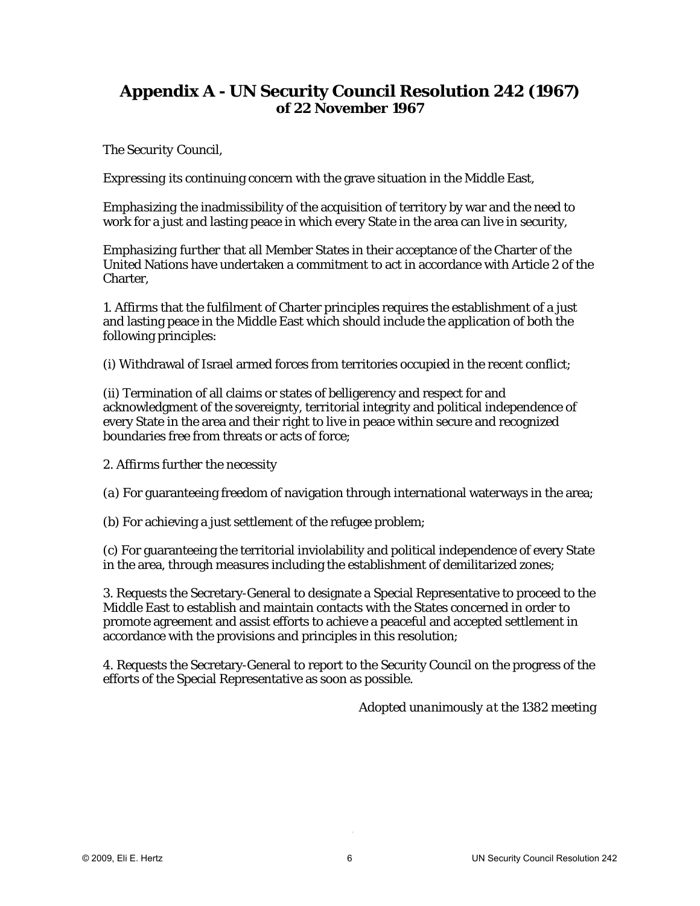## Appendix A - UN Security Council Resolution 242 (1967)
### of 22 November 1967

*The Security Council,*

*Expressing* its continuing concern with the grave situation in the Middle East,

*Emphasizing* the inadmissibility of the acquisition of territory by war and the need to work for a just and lasting peace in which every State in the area can live in security,

*Emphasizing further* that all Member States in their acceptance of the Charter of the United Nations have undertaken a commitment to act in accordance with Article 2 of the Charter,

1. *Affirms* that the fulfilment of Charter principles requires the establishment of a just and lasting peace in the Middle East which should include the application of both the following principles:

(i) Withdrawal of Israel armed forces from territories occupied in the recent conflict;

(ii) Termination of all claims or states of belligerency and respect for and acknowledgment of the sovereignty, territorial integrity and political independence of every State in the area and their right to live in peace within secure and recognized boundaries free from threats or acts of force;

2. *Affirms further* the necessity

(a) For guaranteeing freedom of navigation through international waterways in the area;

(b) For achieving a just settlement of the refugee problem;

(c) For guaranteeing the territorial inviolability and political independence of every State in the area, through measures including the establishment of demilitarized zones;

3. Requests the Secretary-General to designate a Special Representative to proceed to the Middle East to establish and maintain contacts with the States concerned in order to promote agreement and assist efforts to achieve a peaceful and accepted settlement in accordance with the provisions and principles in this resolution;

4. Requests the Secretary-General to report to the Security Council on the progress of the efforts of the Special Representative as soon as possible.

*Adopted unanimously at the 1382 meeting*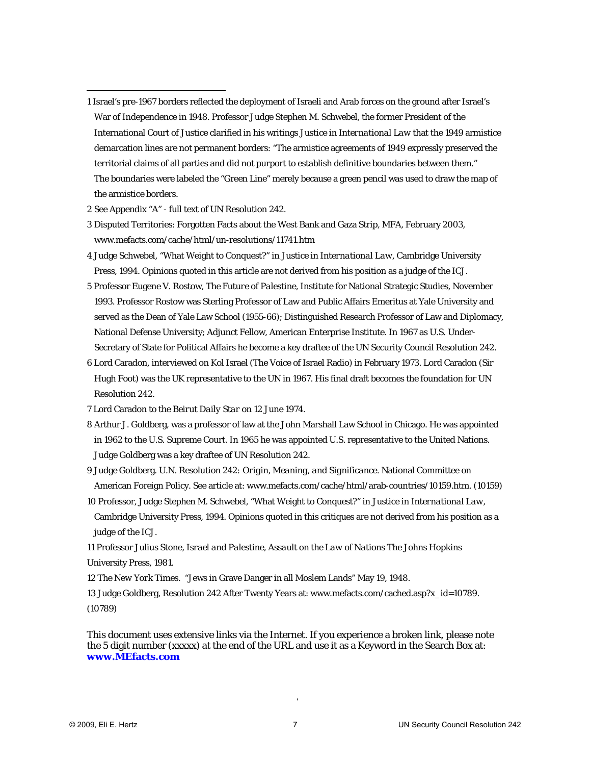1 Israel's pre-1967 borders reflected the deployment of Israeli and Arab forces on the ground after Israel's War of Independence in 1948. Professor Judge Stephen M. Schwebel, the former President of the International Court of Justice clarified in his writings *Justice in International Law* that the 1949 armistice demarcation lines are not permanent borders: "The armistice agreements of 1949 expressly preserved the territorial claims of all parties and did not purport to establish definitive boundaries between them." The boundaries were labeled the "Green Line" merely because a green pencil was used to draw the map of the armistice borders.

2 See Appendix "A" - full text of UN Resolution 242.

3 Disputed Territories: Forgotten Facts about the West Bank and Gaza Strip, MFA, February 2003, www.mefacts.com/cache/html/un-resolutions/11741.htm

4 Judge Schwebel, "What Weight to Conquest?" in *Justice in International Law*, Cambridge University Press, 1994. Opinions quoted in this article are not derived from his position as a judge of the ICJ.

5 Professor Eugene V. Rostow, *The Future of Palestine*, Institute for National Strategic Studies, November 1993. Professor Rostow was Sterling Professor of Law and Public Affairs Emeritus at Yale University and served as the Dean of Yale Law School (1955-66); Distinguished Research Professor of Law and Diplomacy, National Defense University; Adjunct Fellow, American Enterprise Institute. In 1967 as U.S. Under-Secretary of State for Political Affairs he become a key draftee of the UN Security Council Resolution 242.

6 Lord Caradon, interviewed on Kol Israel (The Voice of Israel Radio) in February 1973. Lord Caradon (Sir Hugh Foot) was the UK representative to the UN in 1967. His final draft becomes the foundation for UN Resolution 242.

7 Lord Caradon to the *Beirut Daily Star* on 12 June 1974.

8 Arthur J. Goldberg, was a professor of law at the John Marshall Law School in Chicago. He was appointed in 1962 to the U.S. Supreme Court. In 1965 he was appointed U.S. representative to the United Nations. Judge Goldberg was a key draftee of UN Resolution 242.

9 Judge Goldberg. U.N. Resolution 242: *Origin, Meaning, and Significance*. National Committee on American Foreign Policy. See article at: www.mefacts.com/cache/html/arab-countries/10159.htm. (10159)

10 Professor, Judge Stephen M. Schwebel, "What Weight to Conquest?" in *Justice in International Law*, Cambridge University Press, 1994. Opinions quoted in this critiques are not derived from his position as a judge of the ICJ.

11 Professor Julius Stone, *Israel and Palestine, Assault on the Law of Nations* The Johns Hopkins University Press, 1981.

12 The New York Times. "Jews in Grave Danger in all Moslem Lands" May 19, 1948.

13 Judge Goldberg, Resolution 242 After Twenty Years at: www.mefacts.com/cached.asp?x_id=10789. (10789)

This document uses extensive links via the Internet. If you experience a broken link, please note the 5 digit number (xxxxx) at the end of the URL and use it as a Keyword in the Search Box at: **www.MEfacts.com**